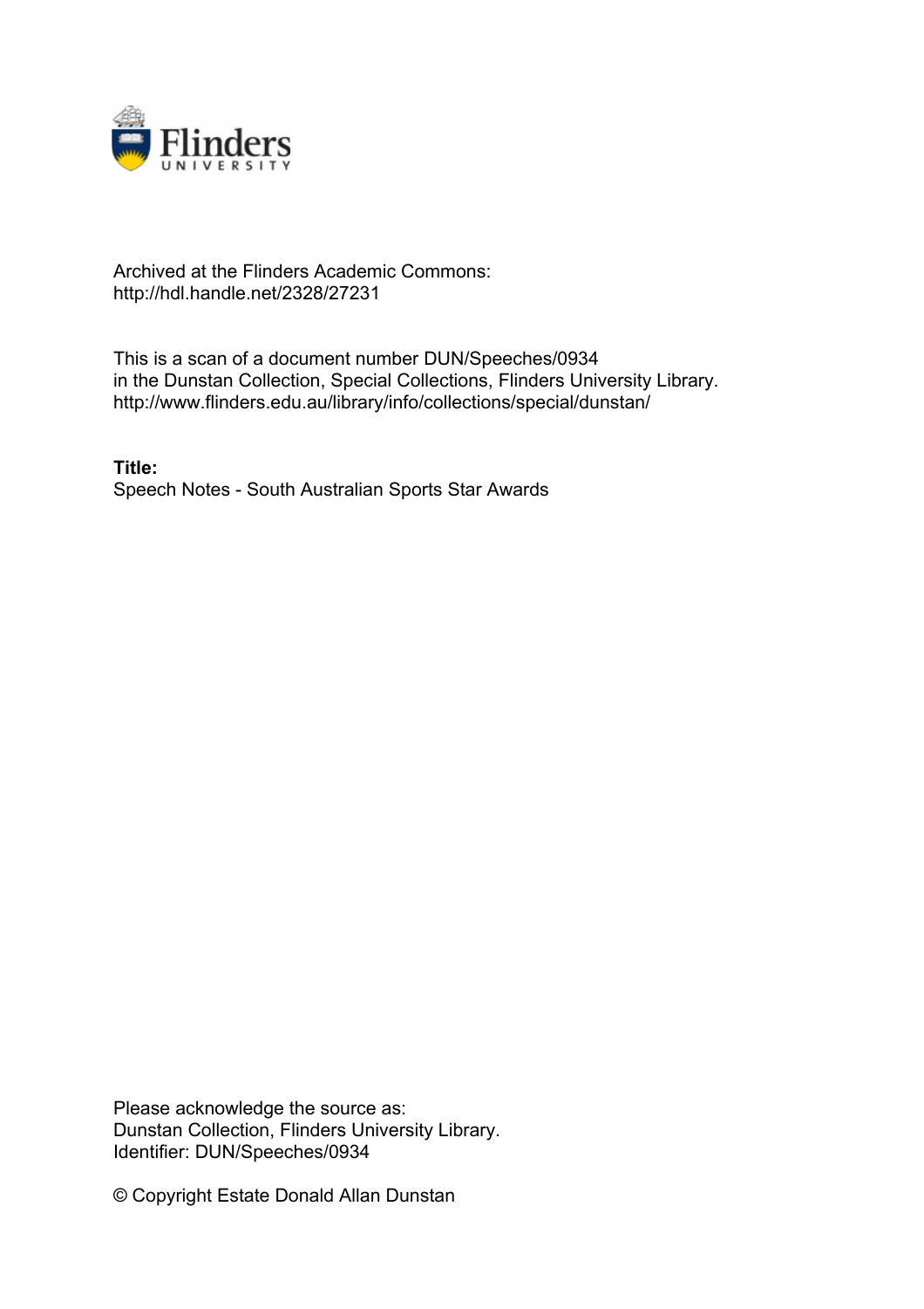Archived at the Flinders Academic Commons:
http://hdl.handle.net/2328/27231

This is a scan of a document number DUN/Speeches/0934
in the Dunstan Collection, Special Collections, Flinders University Library.
http://www.flinders.edu.au/library/info/collections/special/dunstan/

**Title:**
Speech Notes - South Australian Sports Star Awards

Please acknowledge the source as:
Dunstan Collection, Flinders University Library.
Identifier: DUN/Speeches/0934

© Copyright Estate Donald Allan Dunstan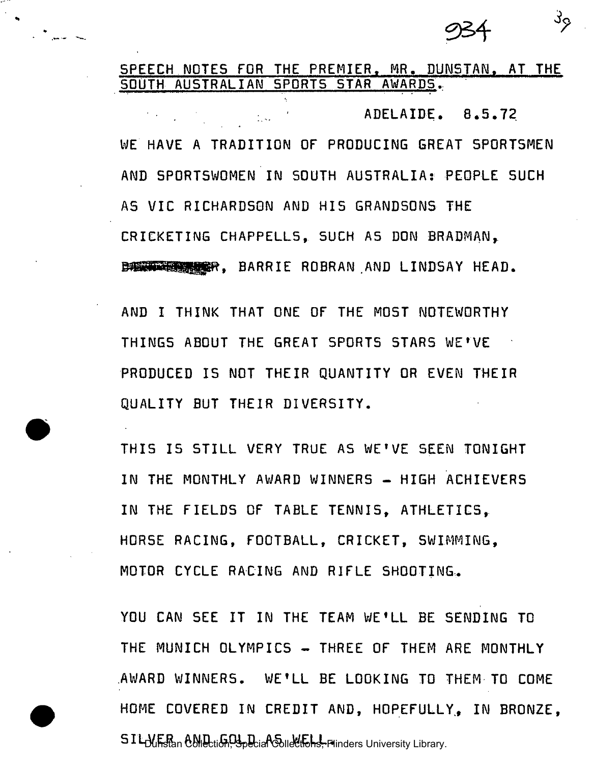SPEECH NOTES FOR THE PREMIER, MR. DUNSTAN, AT THE SOUTH AUSTRALIAN SPORTS STAR AWARDS.

ADELAIDE. 8.5.72

WE HAVE A TRADITION OF PRODUCING GREAT SPORTSMEN AND SPORTSWOMEN IN SOUTH AUSTRALIA: PEOPLE SUCH AS VIC RICHARDSON AND HIS GRANDSONS THE CRICKETING CHAPPELLS, SUCH AS DON BRADMAN, ~~BARRIE ROBRAN~~R, BARRIE ROBRAN AND LINDSAY HEAD.

AND I THINK THAT ONE OF THE MOST NOTEWORTHY THINGS ABOUT THE GREAT SPORTS STARS WE'VE PRODUCED IS NOT THEIR QUANTITY OR EVEN THEIR QUALITY BUT THEIR DIVERSITY.

THIS IS STILL VERY TRUE AS WE'VE SEEN TONIGHT IN THE MONTHLY AWARD WINNERS - HIGH ACHIEVERS IN THE FIELDS OF TABLE TENNIS, ATHLETICS, HORSE RACING, FOOTBALL, CRICKET, SWIMMING, MOTOR CYCLE RACING AND RIFLE SHOOTING.

YOU CAN SEE IT IN THE TEAM WE'LL BE SENDING TO THE MUNICH OLYMPICS - THREE OF THEM ARE MONTHLY AWARD WINNERS. WE'LL BE LOOKING TO THEM TO COME HOME COVERED IN CREDIT AND, HOPEFULLY, IN BRONZE, SILVER AND GOLD AS WELL.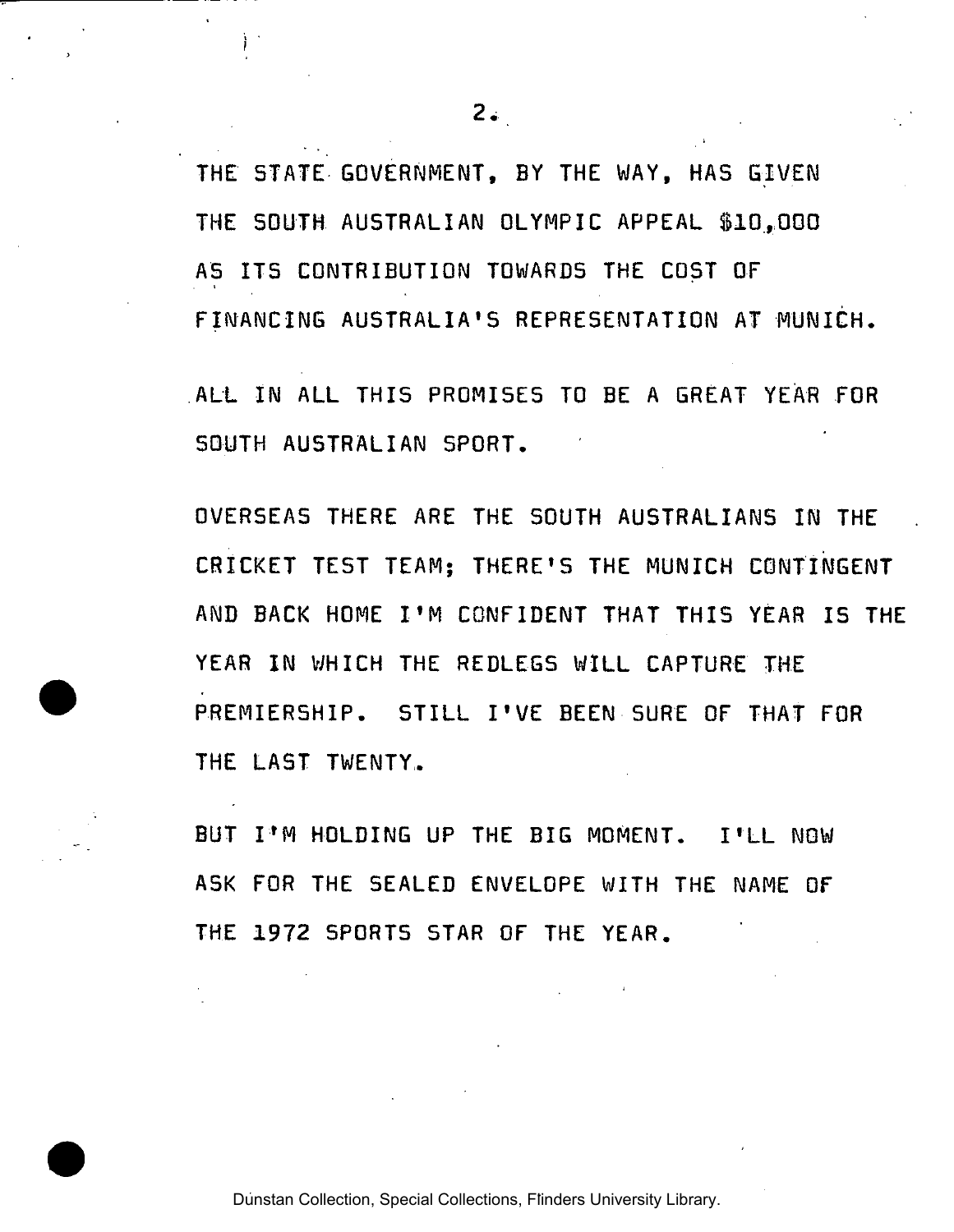THE STATE GOVERNMENT, BY THE WAY, HAS GIVEN THE SOUTH AUSTRALIAN OLYMPIC APPEAL $10,000 AS ITS CONTRIBUTION TOWARDS THE COST OF FINANCING AUSTRALIA'S REPRESENTATION AT MUNICH.

ALL IN ALL THIS PROMISES TO BE A GREAT YEAR FOR SOUTH AUSTRALIAN SPORT.

OVERSEAS THERE ARE THE SOUTH AUSTRALIANS IN THE CRICKET TEST TEAM; THERE'S THE MUNICH CONTINGENT AND BACK HOME I'M CONFIDENT THAT THIS YEAR IS THE YEAR IN WHICH THE REDLEGS WILL CAPTURE THE PREMIERSHIP. STILL I'VE BEEN SURE OF THAT FOR THE LAST TWENTY.

BUT I'M HOLDING UP THE BIG MOMENT. I'LL NOW ASK FOR THE SEALED ENVELOPE WITH THE NAME OF THE 1972 SPORTS STAR OF THE YEAR.

Dunstan Collection, Special Collections, Flinders University Library.